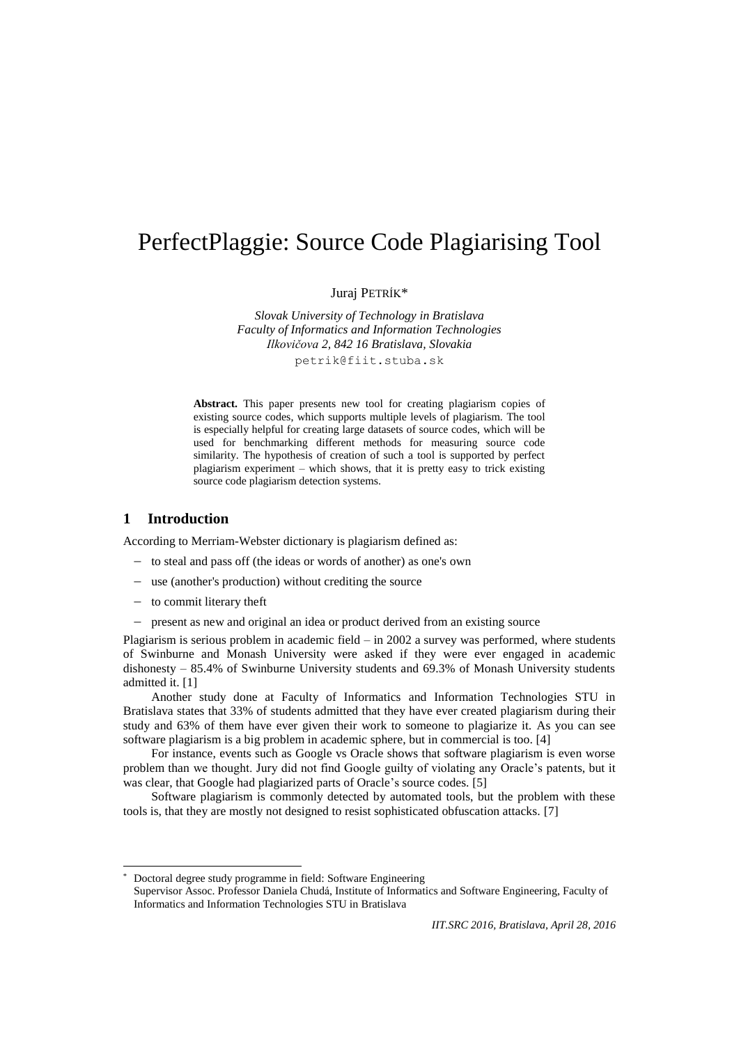# PerfectPlaggie: Source Code Plagiarising Tool

Juraj PETRÍK*

*Slovak University of Technology in Bratislava*
*Faculty of Informatics and Information Technologies*
*Ilkovičova 2, 842 16 Bratislava, Slovakia*
petrik@fiit.stuba.sk

**Abstract.** This paper presents new tool for creating plagiarism copies of existing source codes, which supports multiple levels of plagiarism. The tool is especially helpful for creating large datasets of source codes, which will be used for benchmarking different methods for measuring source code similarity. The hypothesis of creation of such a tool is supported by perfect plagiarism experiment – which shows, that it is pretty easy to trick existing source code plagiarism detection systems.

## 1 Introduction

According to Merriam-Webster dictionary is plagiarism defined as:

- to steal and pass off (the ideas or words of another) as one's own
- use (another's production) without crediting the source
- to commit literary theft
- present as new and original an idea or product derived from an existing source

Plagiarism is serious problem in academic field – in 2002 a survey was performed, where students of Swinburne and Monash University were asked if they were ever engaged in academic dishonesty – 85.4% of Swinburne University students and 69.3% of Monash University students admitted it. [1]

Another study done at Faculty of Informatics and Information Technologies STU in Bratislava states that 33% of students admitted that they have ever created plagiarism during their study and 63% of them have ever given their work to someone to plagiarize it. As you can see software plagiarism is a big problem in academic sphere, but in commercial is too. [4]

For instance, events such as Google vs Oracle shows that software plagiarism is even worse problem than we thought. Jury did not find Google guilty of violating any Oracle's patents, but it was clear, that Google had plagiarized parts of Oracle's source codes. [5]

Software plagiarism is commonly detected by automated tools, but the problem with these tools is, that they are mostly not designed to resist sophisticated obfuscation attacks. [7]

* Doctoral degree study programme in field: Software Engineering
Supervisor Assoc. Professor Daniela Chudá, Institute of Informatics and Software Engineering, Faculty of Informatics and Information Technologies STU in Bratislava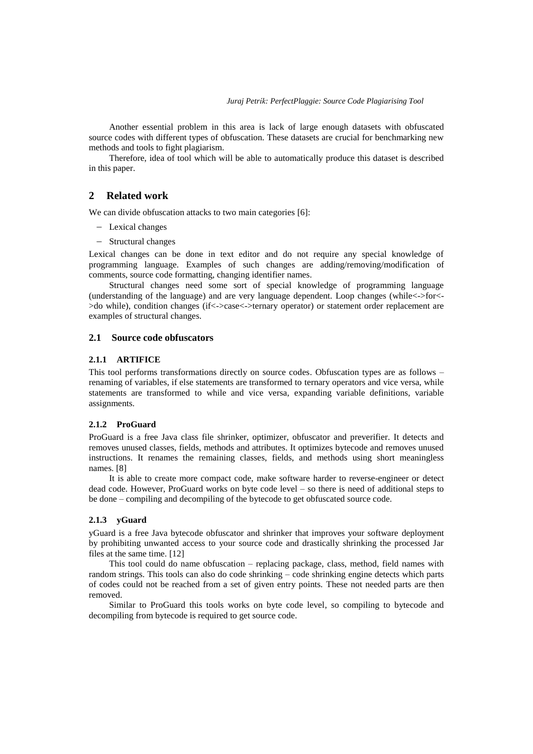Another essential problem in this area is lack of large enough datasets with obfuscated source codes with different types of obfuscation. These datasets are crucial for benchmarking new methods and tools to fight plagiarism.

Therefore, idea of tool which will be able to automatically produce this dataset is described in this paper.

## 2 Related work

We can divide obfuscation attacks to two main categories [6]:

- Lexical changes
- Structural changes

Lexical changes can be done in text editor and do not require any special knowledge of programming language. Examples of such changes are adding/removing/modification of comments, source code formatting, changing identifier names.

Structural changes need some sort of special knowledge of programming language (understanding of the language) and are very language dependent. Loop changes (while<->for<->do while), condition changes (if<->case<->ternary operator) or statement order replacement are examples of structural changes.

### 2.1 Source code obfuscators

#### 2.1.1 ARTIFICE

This tool performs transformations directly on source codes. Obfuscation types are as follows – renaming of variables, if else statements are transformed to ternary operators and vice versa, while statements are transformed to while and vice versa, expanding variable definitions, variable assignments.

#### 2.1.2 ProGuard

ProGuard is a free Java class file shrinker, optimizer, obfuscator and preverifier. It detects and removes unused classes, fields, methods and attributes. It optimizes bytecode and removes unused instructions. It renames the remaining classes, fields, and methods using short meaningless names. [8]

It is able to create more compact code, make software harder to reverse-engineer or detect dead code. However, ProGuard works on byte code level – so there is need of additional steps to be done – compiling and decompiling of the bytecode to get obfuscated source code.

#### 2.1.3 yGuard

yGuard is a free Java bytecode obfuscator and shrinker that improves your software deployment by prohibiting unwanted access to your source code and drastically shrinking the processed Jar files at the same time. [12]

This tool could do name obfuscation – replacing package, class, method, field names with random strings. This tools can also do code shrinking – code shrinking engine detects which parts of codes could not be reached from a set of given entry points. These not needed parts are then removed.

Similar to ProGuard this tools works on byte code level, so compiling to bytecode and decompiling from bytecode is required to get source code.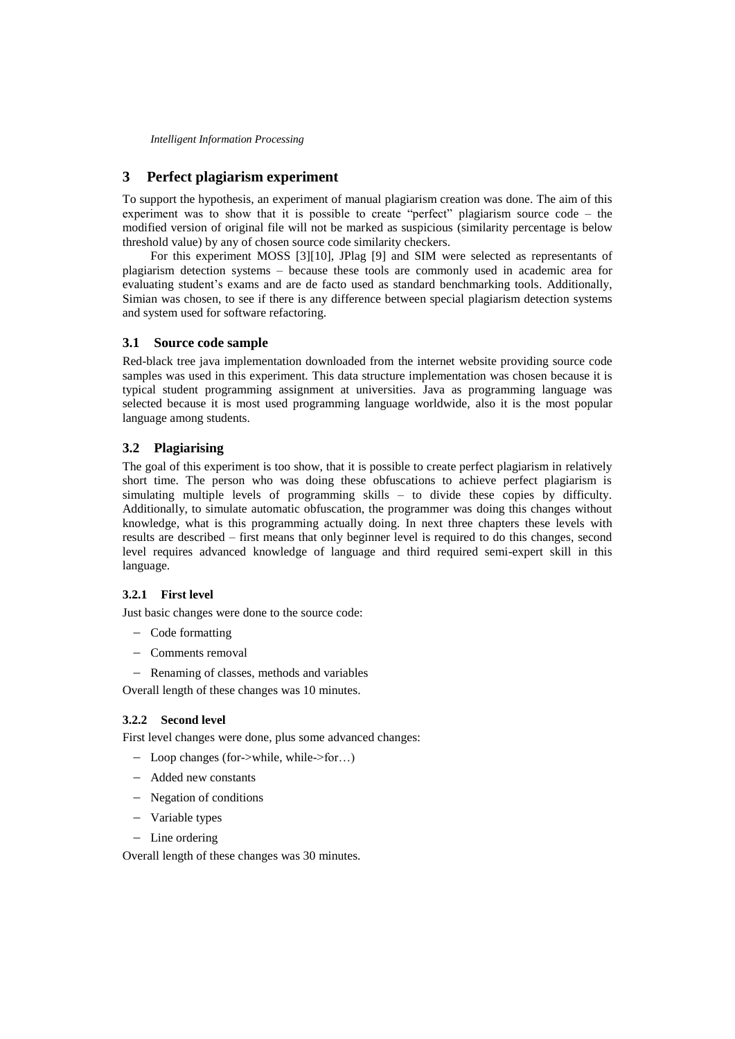## 3 Perfect plagiarism experiment

To support the hypothesis, an experiment of manual plagiarism creation was done. The aim of this experiment was to show that it is possible to create "perfect" plagiarism source code – the modified version of original file will not be marked as suspicious (similarity percentage is below threshold value) by any of chosen source code similarity checkers.

For this experiment MOSS [3][10], JPlag [9] and SIM were selected as representants of plagiarism detection systems – because these tools are commonly used in academic area for evaluating student's exams and are de facto used as standard benchmarking tools. Additionally, Simian was chosen, to see if there is any difference between special plagiarism detection systems and system used for software refactoring.

### 3.1 Source code sample

Red-black tree java implementation downloaded from the internet website providing source code samples was used in this experiment. This data structure implementation was chosen because it is typical student programming assignment at universities. Java as programming language was selected because it is most used programming language worldwide, also it is the most popular language among students.

### 3.2 Plagiarising

The goal of this experiment is too show, that it is possible to create perfect plagiarism in relatively short time. The person who was doing these obfuscations to achieve perfect plagiarism is simulating multiple levels of programming skills – to divide these copies by difficulty. Additionally, to simulate automatic obfuscation, the programmer was doing this changes without knowledge, what is this programming actually doing. In next three chapters these levels with results are described – first means that only beginner level is required to do this changes, second level requires advanced knowledge of language and third required semi-expert skill in this language.

#### 3.2.1 First level

Just basic changes were done to the source code:

- Code formatting
- Comments removal
- Renaming of classes, methods and variables

Overall length of these changes was 10 minutes.

#### 3.2.2 Second level

First level changes were done, plus some advanced changes:

- Loop changes (for->while, while->for…)
- Added new constants
- Negation of conditions
- Variable types
- Line ordering

Overall length of these changes was 30 minutes.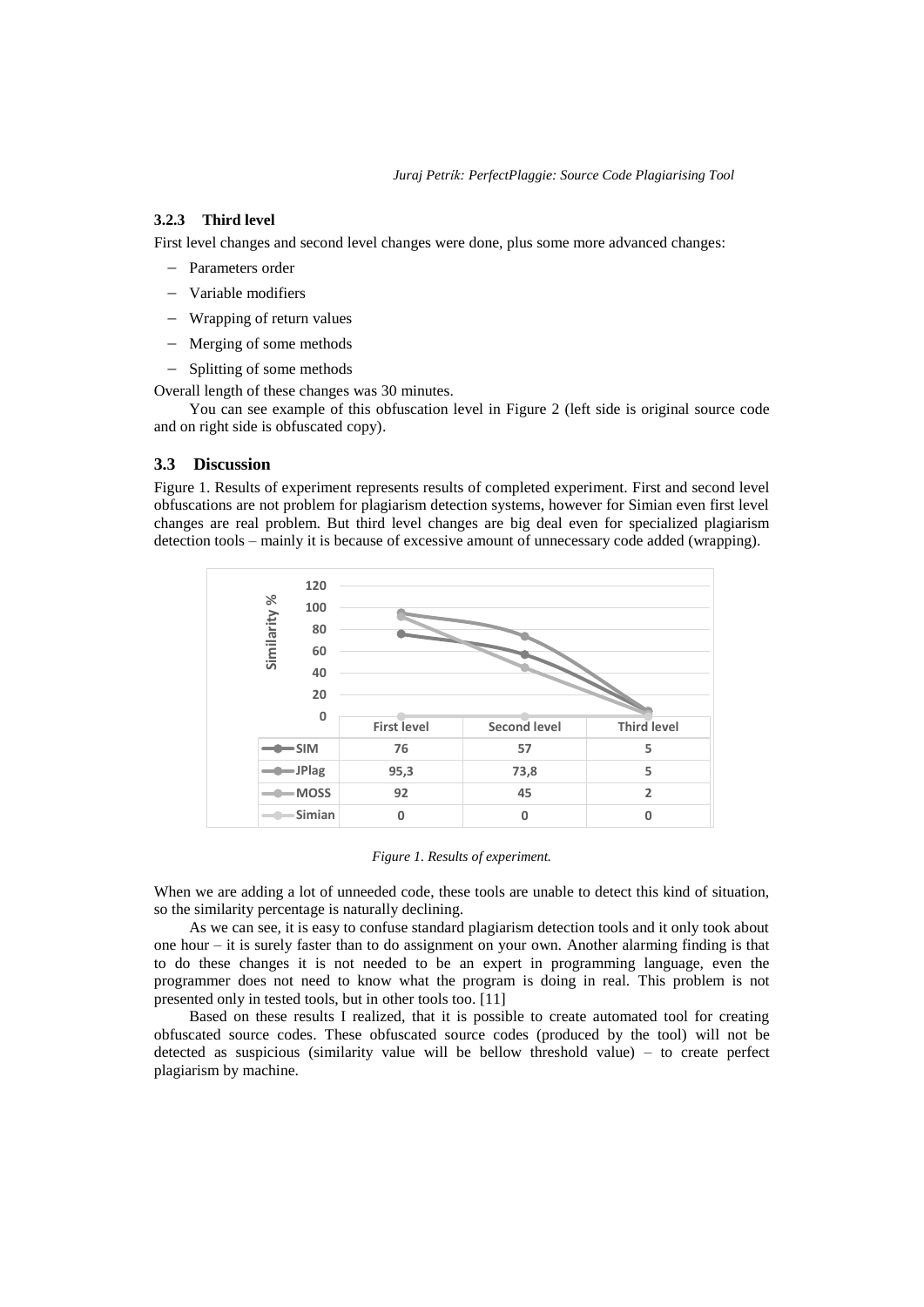### 3.2.3 Third level

First level changes and second level changes were done, plus some more advanced changes:

- Parameters order
- Variable modifiers
- Wrapping of return values
- Merging of some methods
- Splitting of some methods

Overall length of these changes was 30 minutes.

You can see example of this obfuscation level in Figure 2 (left side is original source code and on right side is obfuscated copy).

## 3.3 Discussion

Figure 1. Results of experiment represents results of completed experiment. First and second level obfuscations are not problem for plagiarism detection systems, however for Simian even first level changes are real problem. But third level changes are big deal even for specialized plagiarism detection tools – mainly it is because of excessive amount of unnecessary code added (wrapping).

| | First level | Second level | Third level |
|---|---|---|---|
| SIM | 76 | 57 | 5 |
| JPlag | 95,3 | 73,8 | 5 |
| MOSS | 92 | 45 | 2 |
| Simian | 0 | 0 | 0 |

*Figure 1. Results of experiment.*

When we are adding a lot of unneeded code, these tools are unable to detect this kind of situation, so the similarity percentage is naturally declining.

As we can see, it is easy to confuse standard plagiarism detection tools and it only took about one hour – it is surely faster than to do assignment on your own. Another alarming finding is that to do these changes it is not needed to be an expert in programming language, even the programmer does not need to know what the program is doing in real. This problem is not presented only in tested tools, but in other tools too. [11]

Based on these results I realized, that it is possible to create automated tool for creating obfuscated source codes. These obfuscated source codes (produced by the tool) will not be detected as suspicious (similarity value will be bellow threshold value) – to create perfect plagiarism by machine.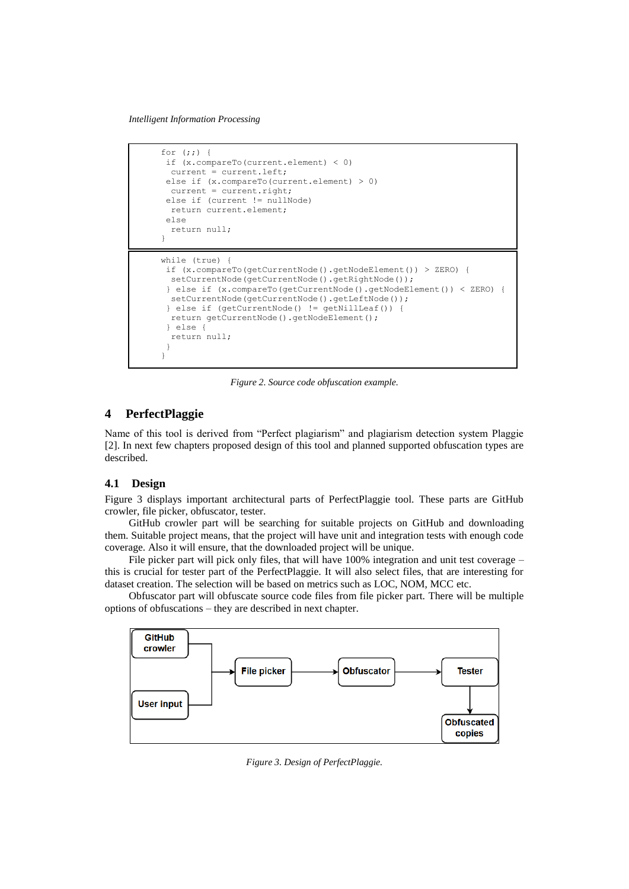```
for (;;) {
 if (x.compareTo(current.element) < 0)
  current = current.left;
 else if (x.compareTo(current.element) > 0)
  current = current.right;
 else if (current != nullNode)
  return current.element;
 else
  return null;
}
```

```
while (true) {
 if (x.compareTo(getCurrentNode().getNodeElement()) > ZERO) {
  setCurrentNode(getCurrentNode().getRightNode());
 } else if (x.compareTo(getCurrentNode().getNodeElement()) < ZERO) {
  setCurrentNode(getCurrentNode().getLeftNode());
 } else if (getCurrentNode() != getNillLeaf()) {
  return getCurrentNode().getNodeElement();
 } else {
  return null;
 }
}
```

*Figure 2. Source code obfuscation example.*

## 4 PerfectPlaggie

Name of this tool is derived from “Perfect plagiarism” and plagiarism detection system Plaggie [2]. In next few chapters proposed design of this tool and planned supported obfuscation types are described.

### 4.1 Design

Figure 3 displays important architectural parts of PerfectPlaggie tool. These parts are GitHub crowler, file picker, obfuscator, tester.

GitHub crowler part will be searching for suitable projects on GitHub and downloading them. Suitable project means, that the project will have unit and integration tests with enough code coverage. Also it will ensure, that the downloaded project will be unique.

File picker part will pick only files, that will have 100% integration and unit test coverage – this is crucial for tester part of the PerfectPlaggie. It will also select files, that are interesting for dataset creation. The selection will be based on metrics such as LOC, NOM, MCC etc.

Obfuscator part will obfuscate source code files from file picker part. There will be multiple options of obfuscations – they are described in next chapter.

*Figure 3. Design of PerfectPlaggie.*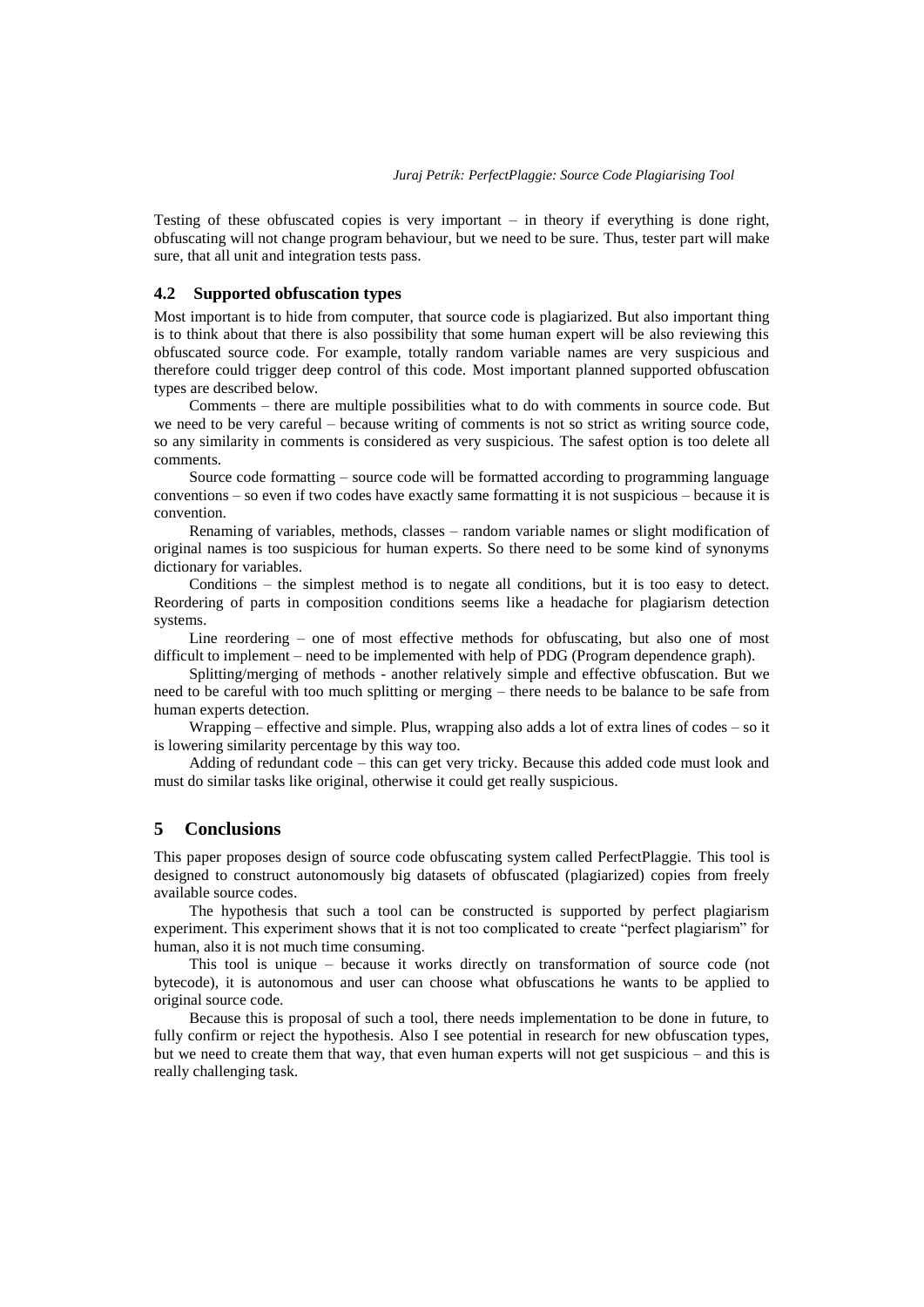Testing of these obfuscated copies is very important – in theory if everything is done right, obfuscating will not change program behaviour, but we need to be sure. Thus, tester part will make sure, that all unit and integration tests pass.

### 4.2 Supported obfuscation types

Most important is to hide from computer, that source code is plagiarized. But also important thing is to think about that there is also possibility that some human expert will be also reviewing this obfuscated source code. For example, totally random variable names are very suspicious and therefore could trigger deep control of this code. Most important planned supported obfuscation types are described below.

Comments – there are multiple possibilities what to do with comments in source code. But we need to be very careful – because writing of comments is not so strict as writing source code, so any similarity in comments is considered as very suspicious. The safest option is too delete all comments.

Source code formatting – source code will be formatted according to programming language conventions – so even if two codes have exactly same formatting it is not suspicious – because it is convention.

Renaming of variables, methods, classes – random variable names or slight modification of original names is too suspicious for human experts. So there need to be some kind of synonyms dictionary for variables.

Conditions – the simplest method is to negate all conditions, but it is too easy to detect. Reordering of parts in composition conditions seems like a headache for plagiarism detection systems.

Line reordering – one of most effective methods for obfuscating, but also one of most difficult to implement – need to be implemented with help of PDG (Program dependence graph).

Splitting/merging of methods - another relatively simple and effective obfuscation. But we need to be careful with too much splitting or merging – there needs to be balance to be safe from human experts detection.

Wrapping – effective and simple. Plus, wrapping also adds a lot of extra lines of codes – so it is lowering similarity percentage by this way too.

Adding of redundant code – this can get very tricky. Because this added code must look and must do similar tasks like original, otherwise it could get really suspicious.

## 5 Conclusions

This paper proposes design of source code obfuscating system called PerfectPlaggie. This tool is designed to construct autonomously big datasets of obfuscated (plagiarized) copies from freely available source codes.

The hypothesis that such a tool can be constructed is supported by perfect plagiarism experiment. This experiment shows that it is not too complicated to create "perfect plagiarism" for human, also it is not much time consuming.

This tool is unique – because it works directly on transformation of source code (not bytecode), it is autonomous and user can choose what obfuscations he wants to be applied to original source code.

Because this is proposal of such a tool, there needs implementation to be done in future, to fully confirm or reject the hypothesis. Also I see potential in research for new obfuscation types, but we need to create them that way, that even human experts will not get suspicious – and this is really challenging task.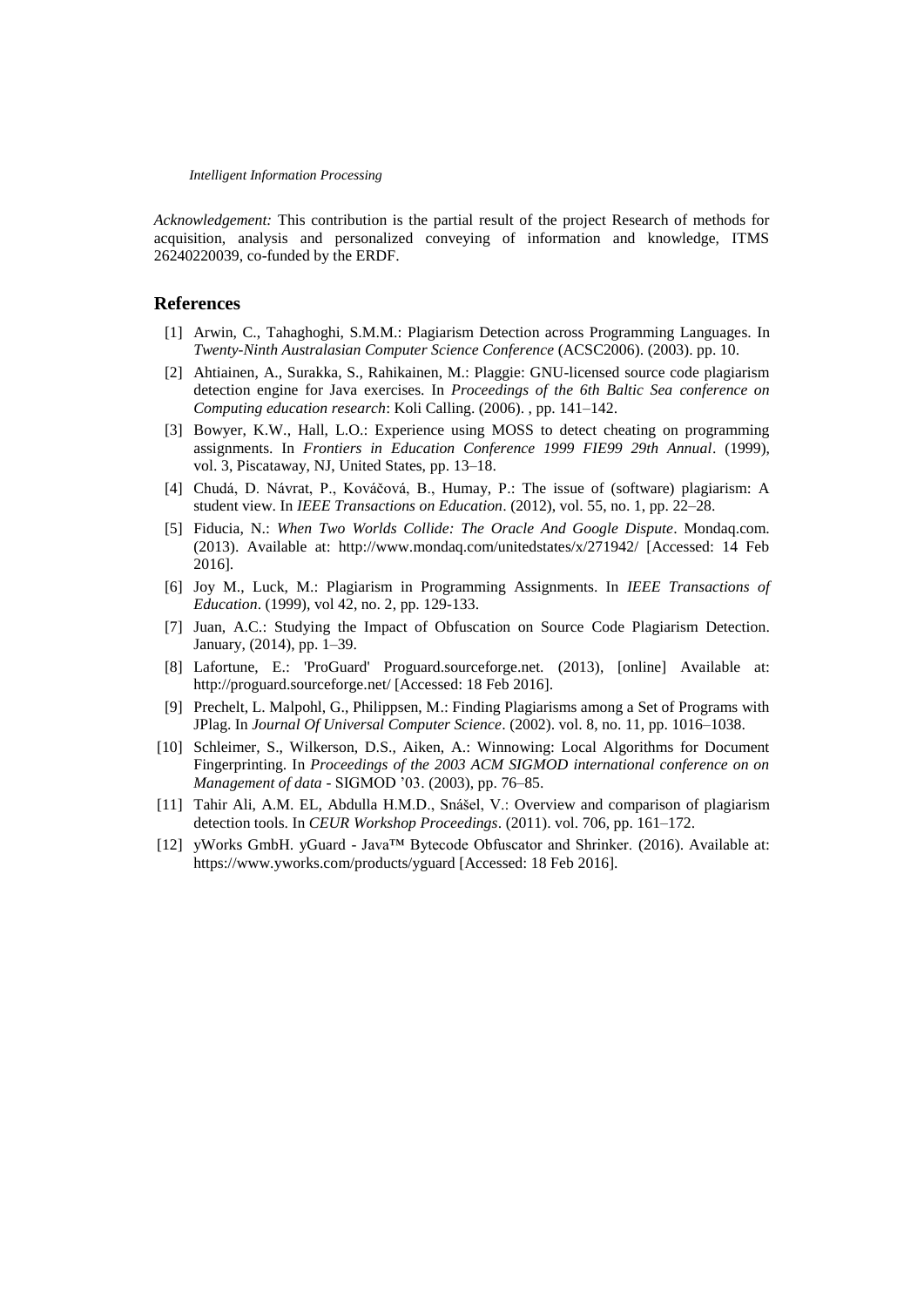*Acknowledgement:* This contribution is the partial result of the project Research of methods for acquisition, analysis and personalized conveying of information and knowledge, ITMS 26240220039, co-funded by the ERDF.

## References

[1] Arwin, C., Tahaghoghi, S.M.M.: Plagiarism Detection across Programming Languages. In *Twenty-Ninth Australasian Computer Science Conference* (ACSC2006). (2003). pp. 10.

[2] Ahtiainen, A., Surakka, S., Rahikainen, M.: Plaggie: GNU-licensed source code plagiarism detection engine for Java exercises. In *Proceedings of the 6th Baltic Sea conference on Computing education research*: Koli Calling. (2006). , pp. 141–142.

[3] Bowyer, K.W., Hall, L.O.: Experience using MOSS to detect cheating on programming assignments. In *Frontiers in Education Conference 1999 FIE99 29th Annual*. (1999), vol. 3, Piscataway, NJ, United States, pp. 13–18.

[4] Chudá, D. Návrat, P., Kováčová, B., Humay, P.: The issue of (software) plagiarism: A student view. In *IEEE Transactions on Education*. (2012), vol. 55, no. 1, pp. 22–28.

[5] Fiducia, N.: *When Two Worlds Collide: The Oracle And Google Dispute*. Mondaq.com. (2013). Available at: http://www.mondaq.com/unitedstates/x/271942/ [Accessed: 14 Feb 2016].

[6] Joy M., Luck, M.: Plagiarism in Programming Assignments. In *IEEE Transactions of Education*. (1999), vol 42, no. 2, pp. 129-133.

[7] Juan, A.C.: Studying the Impact of Obfuscation on Source Code Plagiarism Detection. January, (2014), pp. 1–39.

[8] Lafortune, E.: 'ProGuard' Proguard.sourceforge.net. (2013), [online] Available at: http://proguard.sourceforge.net/ [Accessed: 18 Feb 2016].

[9] Prechelt, L. Malpohl, G., Philippsen, M.: Finding Plagiarisms among a Set of Programs with JPlag. In *Journal Of Universal Computer Science*. (2002). vol. 8, no. 11, pp. 1016–1038.

[10] Schleimer, S., Wilkerson, D.S., Aiken, A.: Winnowing: Local Algorithms for Document Fingerprinting. In *Proceedings of the 2003 ACM SIGMOD international conference on on Management of data* - SIGMOD '03. (2003), pp. 76–85.

[11] Tahir Ali, A.M. EL, Abdulla H.M.D., Snášel, V.: Overview and comparison of plagiarism detection tools. In *CEUR Workshop Proceedings*. (2011). vol. 706, pp. 161–172.

[12] yWorks GmbH. yGuard - Java™ Bytecode Obfuscator and Shrinker. (2016). Available at: https://www.yworks.com/products/yguard [Accessed: 18 Feb 2016].